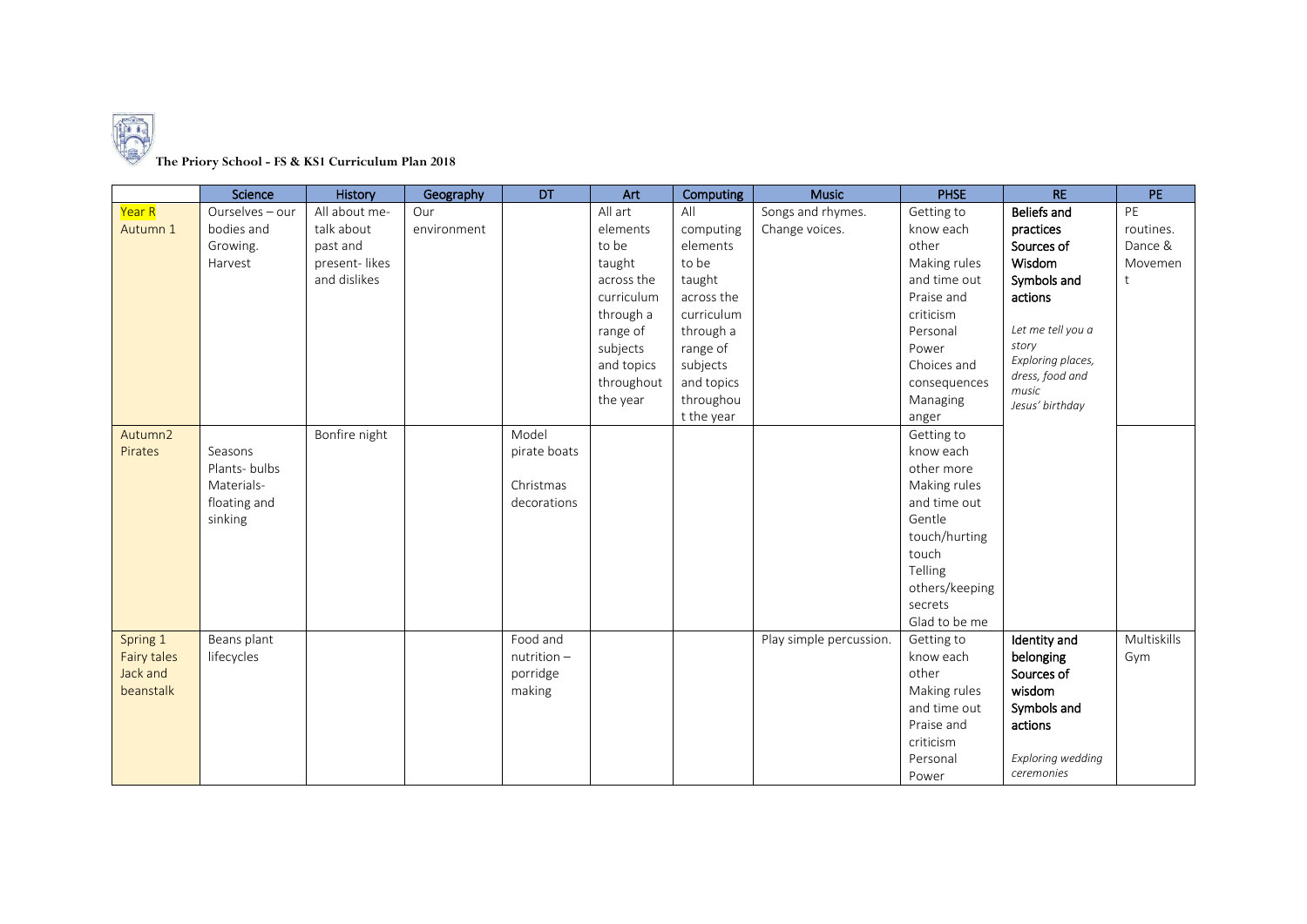**The Priory School - FS & KS1 Curriculum Plan 2018**

| | Science | History | Geography | DT | Art | Computing | Music | PHSE | RE | PE |
|---|---|---|---|---|---|---|---|---|---|---|
| Year R<br>Autumn 1 | Ourselves – our bodies and Growing.<br>Harvest | All about me- talk about past and present- likes and dislikes | Our environment | | All art elements to be taught across the curriculum through a range of subjects and topics throughout the year | All computing elements to be taught across the curriculum through a range of subjects and topics throughout the year | Songs and rhymes.<br>Change voices. | Getting to know each other<br>Making rules and time out<br>Praise and criticism<br>Personal Power<br>Choices and consequences<br>Managing anger | **Beliefs and practices**<br>**Sources of Wisdom**<br>**Symbols and actions**<br><br>*Let me tell you a story*<br>*Exploring places, dress, food and music*<br>*Jesus' birthday* | PE routines.<br>Dance & Movement |
| Autumn2<br>Pirates | Seasons<br>Plants- bulbs<br>Materials- floating and sinking | Bonfire night | | Model pirate boats<br><br>Christmas decorations | | | | Getting to know each other more<br>Making rules and time out<br>Gentle touch/hurting touch<br>Telling others/keeping secrets<br>Glad to be me | | |
| Spring 1<br>Fairy tales<br>Jack and beanstalk | Beans plant lifecycles | | | Food and nutrition – porridge making | | | Play simple percussion. | Getting to know each other<br>Making rules and time out<br>Praise and criticism<br>Personal Power | **Identity and belonging**<br>**Sources of wisdom**<br>**Symbols and actions**<br><br>*Exploring wedding ceremonies* | Multiskills<br>Gym |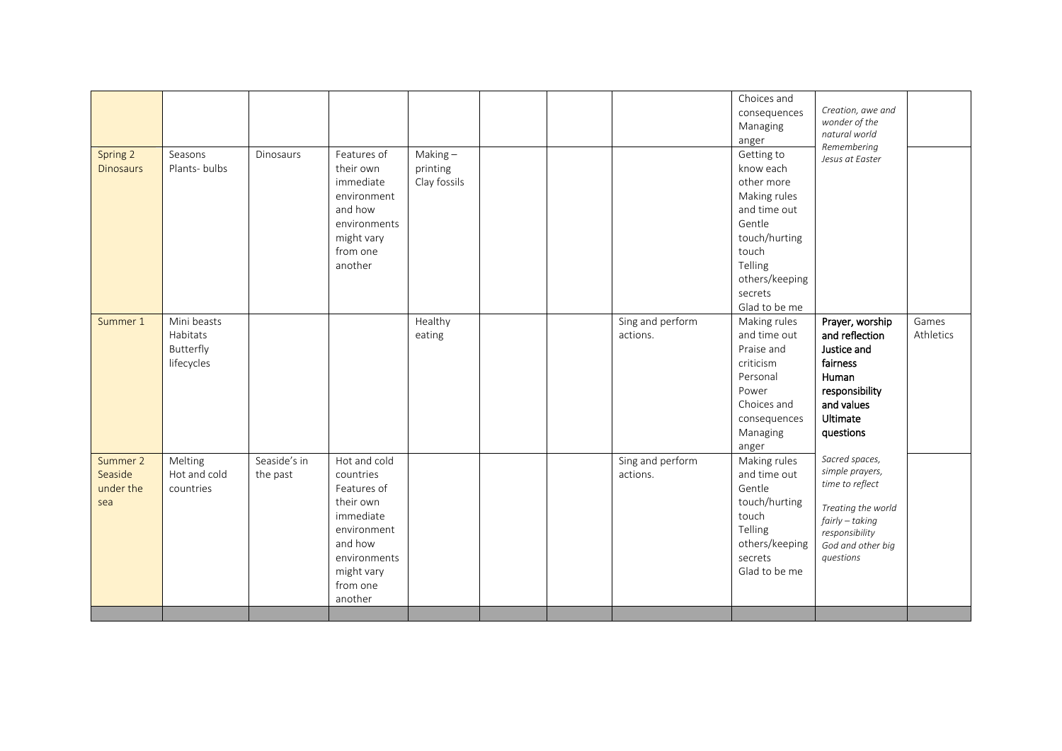| | | | | | | | | | | |
|---|---|---|---|---|---|---|---|---|---|---|
| | | | | | | | | Choices and consequences<br>Managing anger | *Creation, awe and wonder of the natural world*<br>*Remembering Jesus at Easter* | |
| Spring 2<br>Dinosaurs | Seasons<br>Plants- bulbs | Dinosaurs | Features of their own immediate environment and how environments might vary from one another | Making – printing<br>Clay fossils | | | | Getting to know each other more<br>Making rules and time out<br>Gentle touch/hurting touch<br>Telling others/keeping secrets<br>Glad to be me | | |
| Summer 1 | Mini beasts<br>Habitats<br>Butterfly lifecycles | | | Healthy eating | | | Sing and perform actions. | Making rules and time out<br>Praise and criticism<br>Personal Power<br>Choices and consequences<br>Managing anger | Prayer, worship and reflection<br>Justice and fairness<br>Human responsibility and values<br>Ultimate questions | Games<br>Athletics |
| Summer 2<br>Seaside under the sea | Melting<br>Hot and cold countries | Seaside's in the past | Hot and cold countries<br>Features of their own immediate environment and how environments might vary from one another | | | | Sing and perform actions. | Making rules and time out<br>Gentle touch/hurting touch<br>Telling others/keeping secrets<br>Glad to be me | *Sacred spaces, simple prayers, time to reflect*<br>*Treating the world fairly – taking responsibility*<br>*God and other big questions* | |
| | | | | | | | | | | |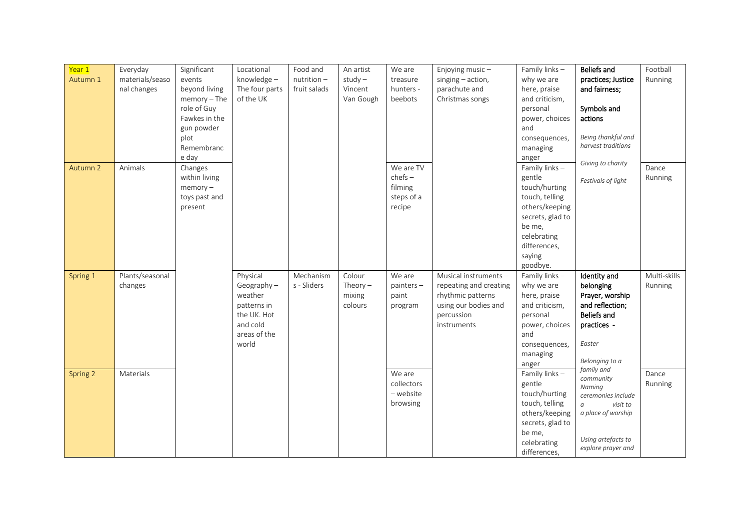| Year 1 | | | | | | | | | | |
|---|---|---|---|---|---|---|---|---|---|---|
| Autumn 1 | Everyday materials/seasonal changes | Significant events beyond living memory – The role of Guy Fawkes in the gun powder plot Remembrance day | Locational knowledge – The four parts of the UK | Food and nutrition – fruit salads | An artist study – Vincent Van Gough | We are treasure hunters - beebots | Enjoying music – singing – action, parachute and Christmas songs | Family links – why we are here, praise and criticism, personal power, choices and consequences, managing anger | **Beliefs and practices; Justice and fairness;** **Symbols and actions** *Being thankful and harvest traditions* *Giving to charity* *Festivals of light* | Football Running |
| Autumn 2 | Animals | Changes within living memory – toys past and present | | | | We are TV chefs – filming steps of a recipe | | Family links – gentle touch/hurting touch, telling others/keeping secrets, glad to be me, celebrating differences, saying goodbye. | | Dance Running |
| Spring 1 | Plants/seasonal changes | | Physical Geography – weather patterns in the UK. Hot and cold areas of the world | Mechanisms - Sliders | Colour Theory – mixing colours | We are painters – paint program | Musical instruments – repeating and creating rhythmic patterns using our bodies and percussion instruments | Family links – why we are here, praise and criticism, personal power, choices and consequences, managing anger | **Identity and belonging Prayer, worship and reflection; Beliefs and practices -** *Easter* *Belonging to a family and community* *Naming ceremonies include a visit to a place of worship* *Using artefacts to explore prayer and* | Multi-skills Running |
| Spring 2 | Materials | | | | | We are collectors – website browsing | | Family links – gentle touch/hurting touch, telling others/keeping secrets, glad to be me, celebrating differences, | | Dance Running |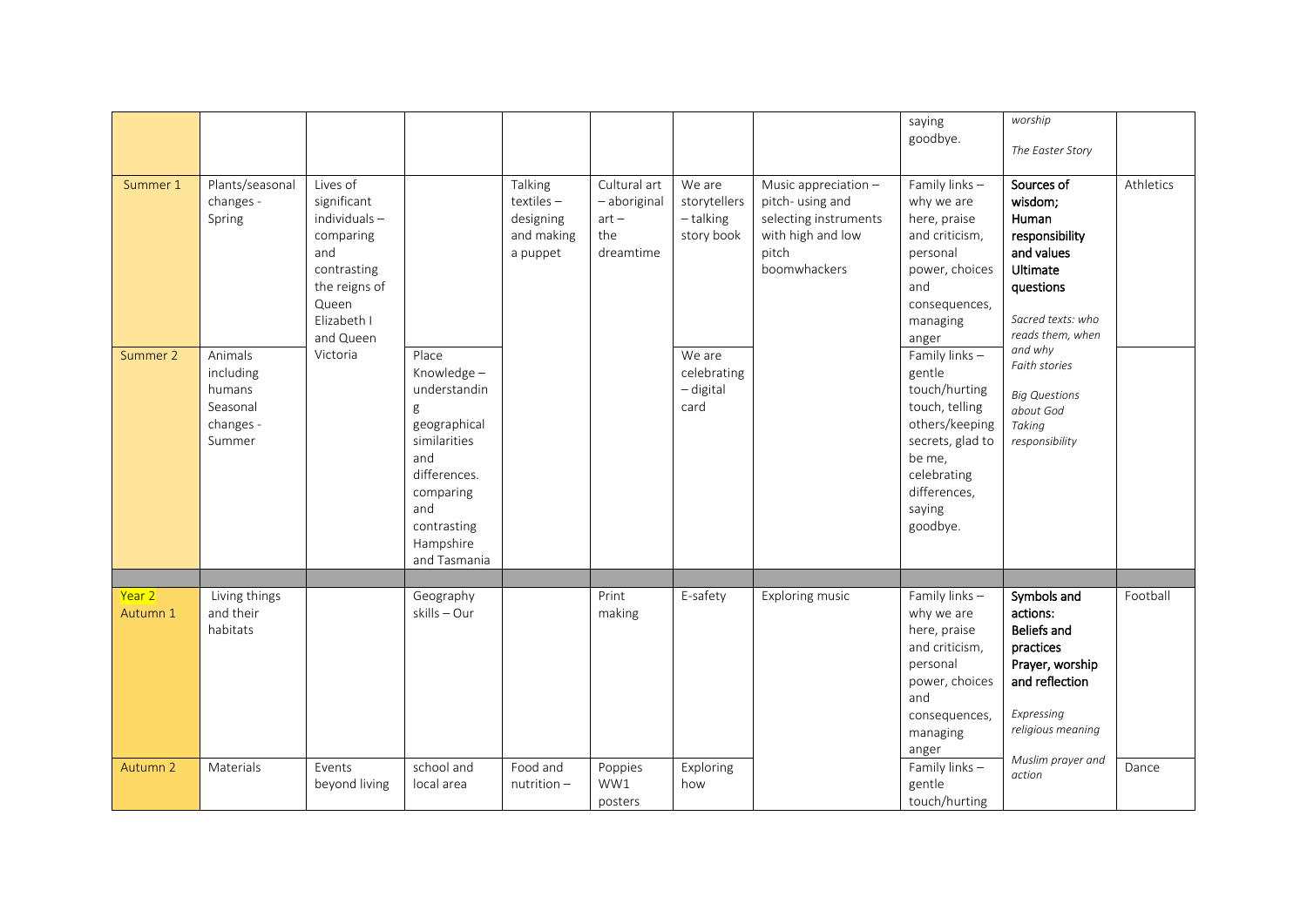| | | | | | | | | | | |
|---|---|---|---|---|---|---|---|---|---|---|
| | | | | | | | | saying goodbye. | *worship* *The Easter Story* | |
| Summer 1 | Plants/seasonal changes - Spring | Lives of significant individuals – comparing and contrasting the reigns of Queen Elizabeth I and Queen Victoria | | Talking textiles – designing and making a puppet | Cultural art – aboriginal art – the dreamtime | We are storytellers – talking story book | Music appreciation – pitch- using and selecting instruments with high and low pitch boomwhackers | Family links – why we are here, praise and criticism, personal power, choices and consequences, managing anger | **Sources of wisdom; Human responsibility and values Ultimate questions** *Sacred texts: who reads them, when and why* *Faith stories* *Big Questions about God* *Taking responsibility* | Athletics |
| Summer 2 | Animals including humans Seasonal changes - Summer | | Place Knowledge – understanding geographical similarities and differences. comparing and contrasting Hampshire and Tasmania | | | We are celebrating – digital card | | Family links – gentle touch/hurting touch, telling others/keeping secrets, glad to be me, celebrating differences, saying goodbye. | | |
| | | | | | | | | | | |
| Year 2 Autumn 1 | Living things and their habitats | | Geography skills – Our school and local area | | Print making | E-safety | Exploring music | Family links – why we are here, praise and criticism, personal power, choices and consequences, managing anger | **Symbols and actions: Beliefs and practices Prayer, worship and reflection** *Expressing religious meaning* *Muslim prayer and action* | Football |
| Autumn 2 | Materials | Events beyond living | | Food and nutrition – | Poppies WW1 posters | Exploring how | | Family links – gentle touch/hurting | | Dance |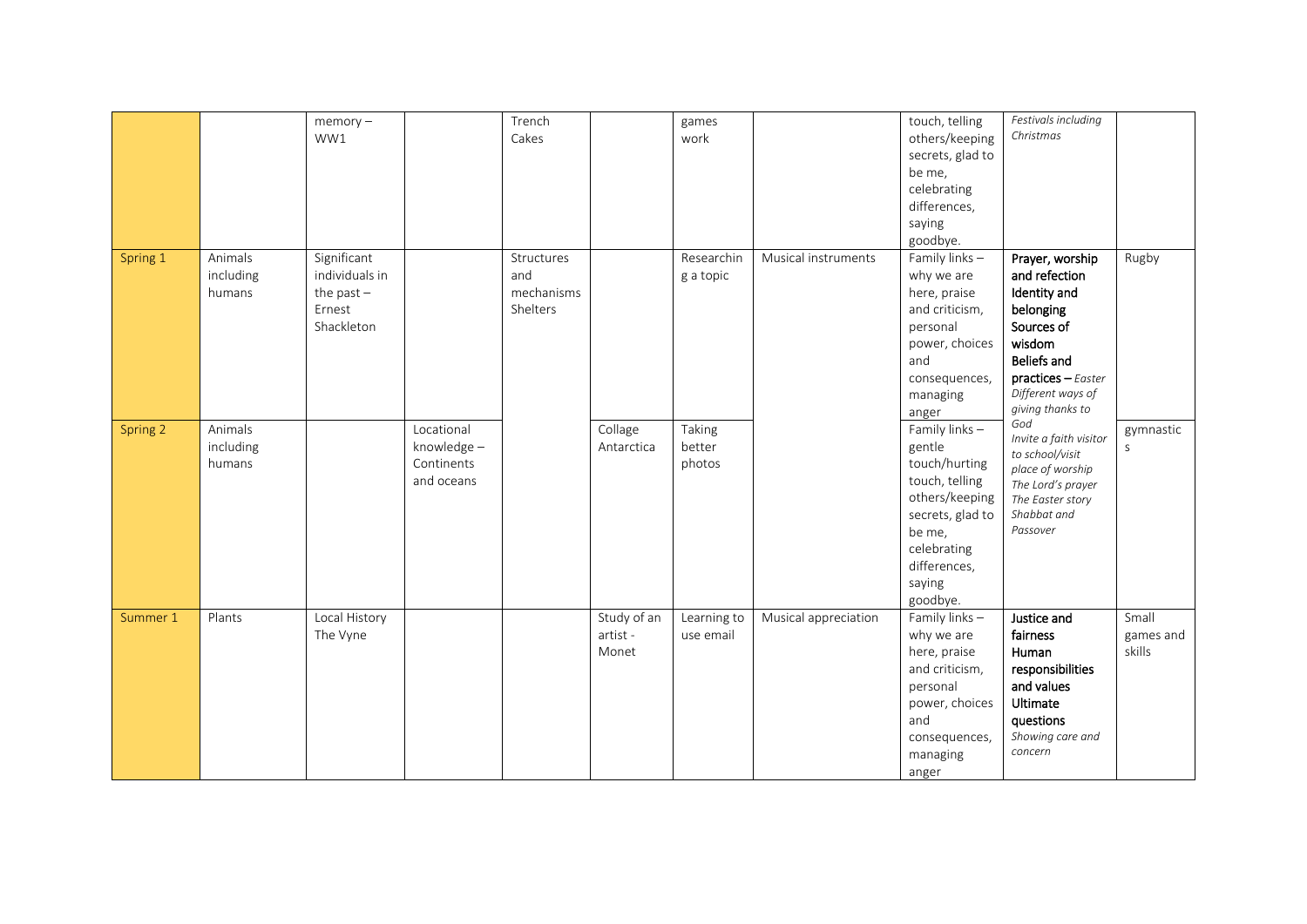| | | | | | | | | | | |
|---|---|---|---|---|---|---|---|---|---|---|
| | | memory – WW1 | | Trench Cakes | | games work | | touch, telling others/keeping secrets, glad to be me, celebrating differences, saying goodbye. | *Festivals including Christmas* | |
| Spring 1 | Animals including humans | Significant individuals in the past – Ernest Shackleton | | Structures and mechanisms Shelters | | Researching a topic | Musical instruments | Family links – why we are here, praise and criticism, personal power, choices and consequences, managing anger | **Prayer, worship and refection** **Identity and belonging** **Sources of wisdom** **Beliefs and practices** – *Easter* *Different ways of giving thanks to God* *Invite a faith visitor to school/visit place of worship* *The Lord's prayer* *The Easter story* *Shabbat and Passover* | Rugby |
| Spring 2 | Animals including humans | | Locational knowledge – Continents and oceans | | Collage Antarctica | Taking better photos | | Family links – gentle touch/hurting touch, telling others/keeping secrets, glad to be me, celebrating differences, saying goodbye. | | gymnastics |
| Summer 1 | Plants | Local History The Vyne | | | Study of an artist - Monet | Learning to use email | Musical appreciation | Family links – why we are here, praise and criticism, personal power, choices and consequences, managing anger | **Justice and fairness** **Human responsibilities and values** **Ultimate questions** *Showing care and concern* | Small games and skills |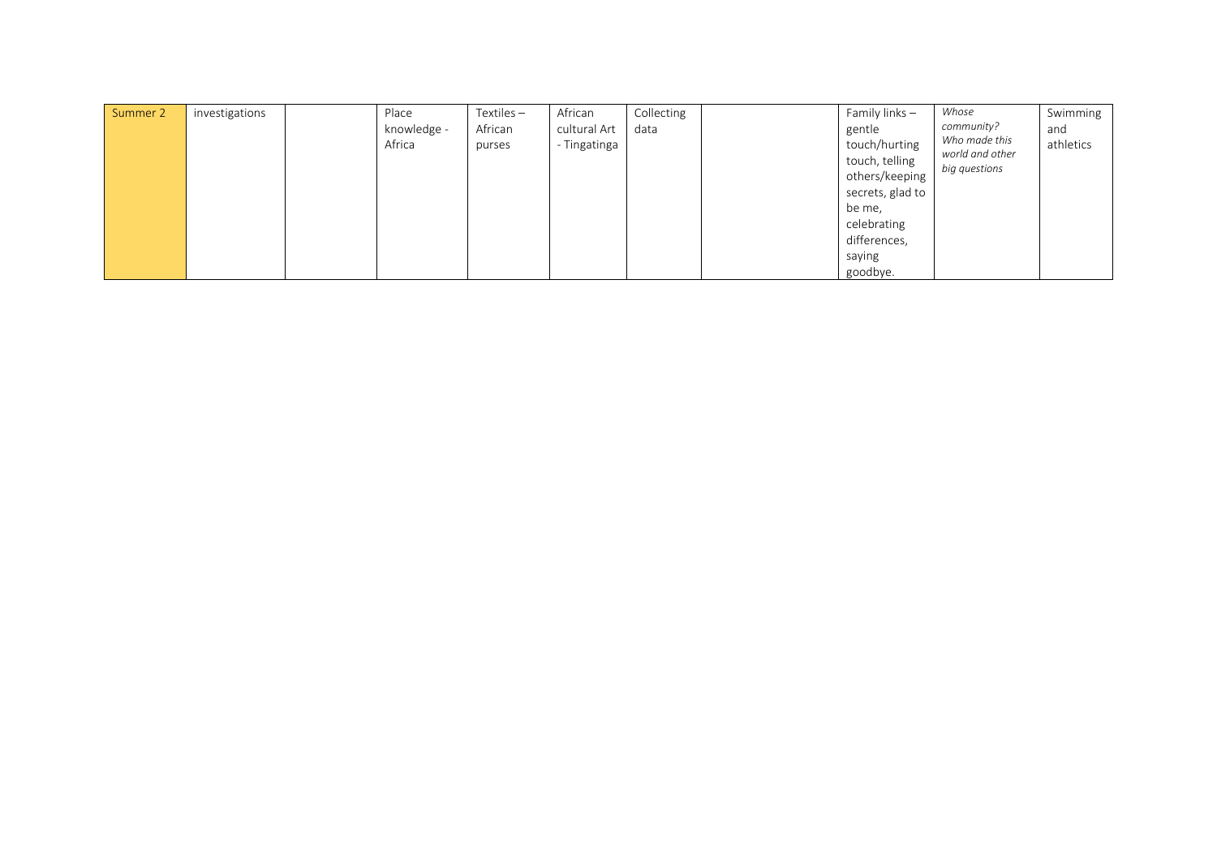| | | | | | | | | | | |
|---|---|---|---|---|---|---|---|---|---|---|
| Summer 2 | investigations | | Place knowledge - Africa | Textiles – African purses | African cultural Art - Tingatinga | Collecting data | | Family links – gentle touch/hurting touch, telling others/keeping secrets, glad to be me, celebrating differences, saying goodbye. | *Whose community? Who made this world and other big questions* | Swimming and athletics |